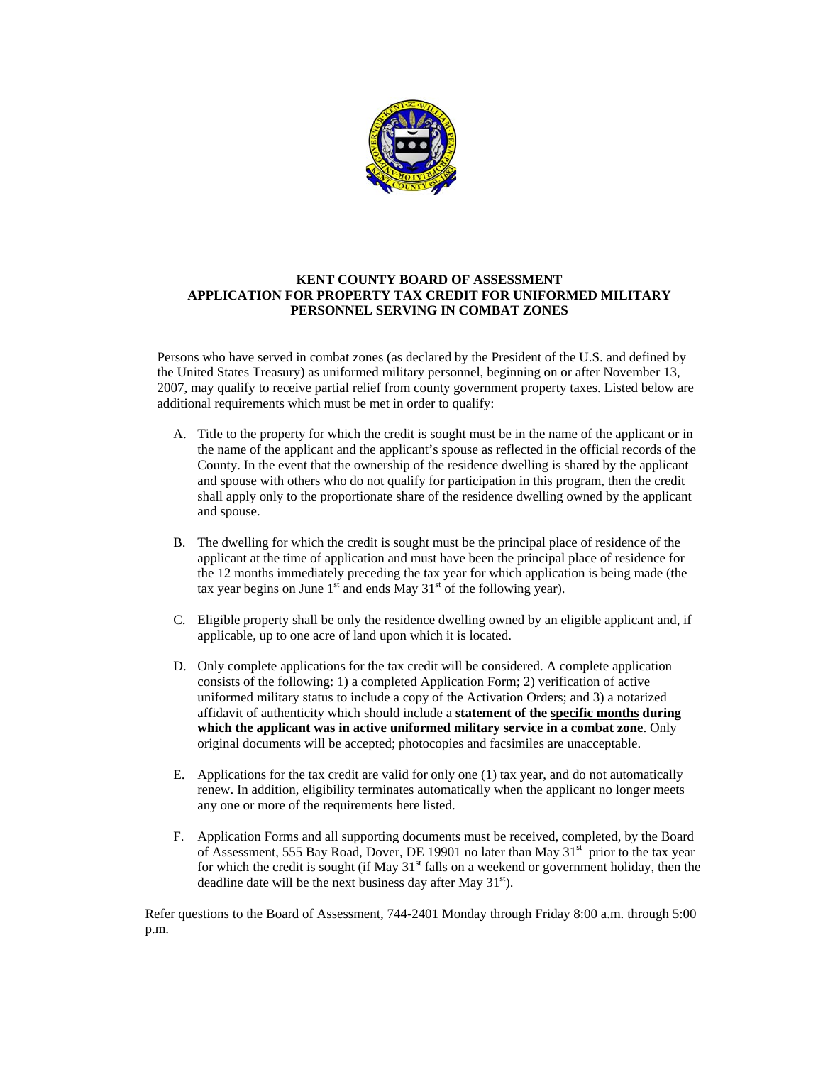# KENT COUNTY BOARD OF ASSESSMENT
## APPLICATION FOR PROPERTY TAX CREDIT FOR UNIFORMED MILITARY PERSONNEL SERVING IN COMBAT ZONES

Persons who have served in combat zones (as declared by the President of the U.S. and defined by the United States Treasury) as uniformed military personnel, beginning on or after November 13, 2007, may qualify to receive partial relief from county government property taxes. Listed below are additional requirements which must be met in order to qualify:

A. Title to the property for which the credit is sought must be in the name of the applicant or in the name of the applicant and the applicant's spouse as reflected in the official records of the County. In the event that the ownership of the residence dwelling is shared by the applicant and spouse with others who do not qualify for participation in this program, then the credit shall apply only to the proportionate share of the residence dwelling owned by the applicant and spouse.

B. The dwelling for which the credit is sought must be the principal place of residence of the applicant at the time of application and must have been the principal place of residence for the 12 months immediately preceding the tax year for which application is being made (the tax year begins on June 1st and ends May 31st of the following year).

C. Eligible property shall be only the residence dwelling owned by an eligible applicant and, if applicable, up to one acre of land upon which it is located.

D. Only complete applications for the tax credit will be considered. A complete application consists of the following: 1) a completed Application Form; 2) verification of active uniformed military status to include a copy of the Activation Orders; and 3) a notarized affidavit of authenticity which should include a **statement of the <u>specific months</u> during which the applicant was in active uniformed military service in a combat zone**. Only original documents will be accepted; photocopies and facsimiles are unacceptable.

E. Applications for the tax credit are valid for only one (1) tax year, and do not automatically renew. In addition, eligibility terminates automatically when the applicant no longer meets any one or more of the requirements here listed.

F. Application Forms and all supporting documents must be received, completed, by the Board of Assessment, 555 Bay Road, Dover, DE 19901 no later than May 31st prior to the tax year for which the credit is sought (if May 31st falls on a weekend or government holiday, then the deadline date will be the next business day after May 31st).

Refer questions to the Board of Assessment, 744-2401 Monday through Friday 8:00 a.m. through 5:00 p.m.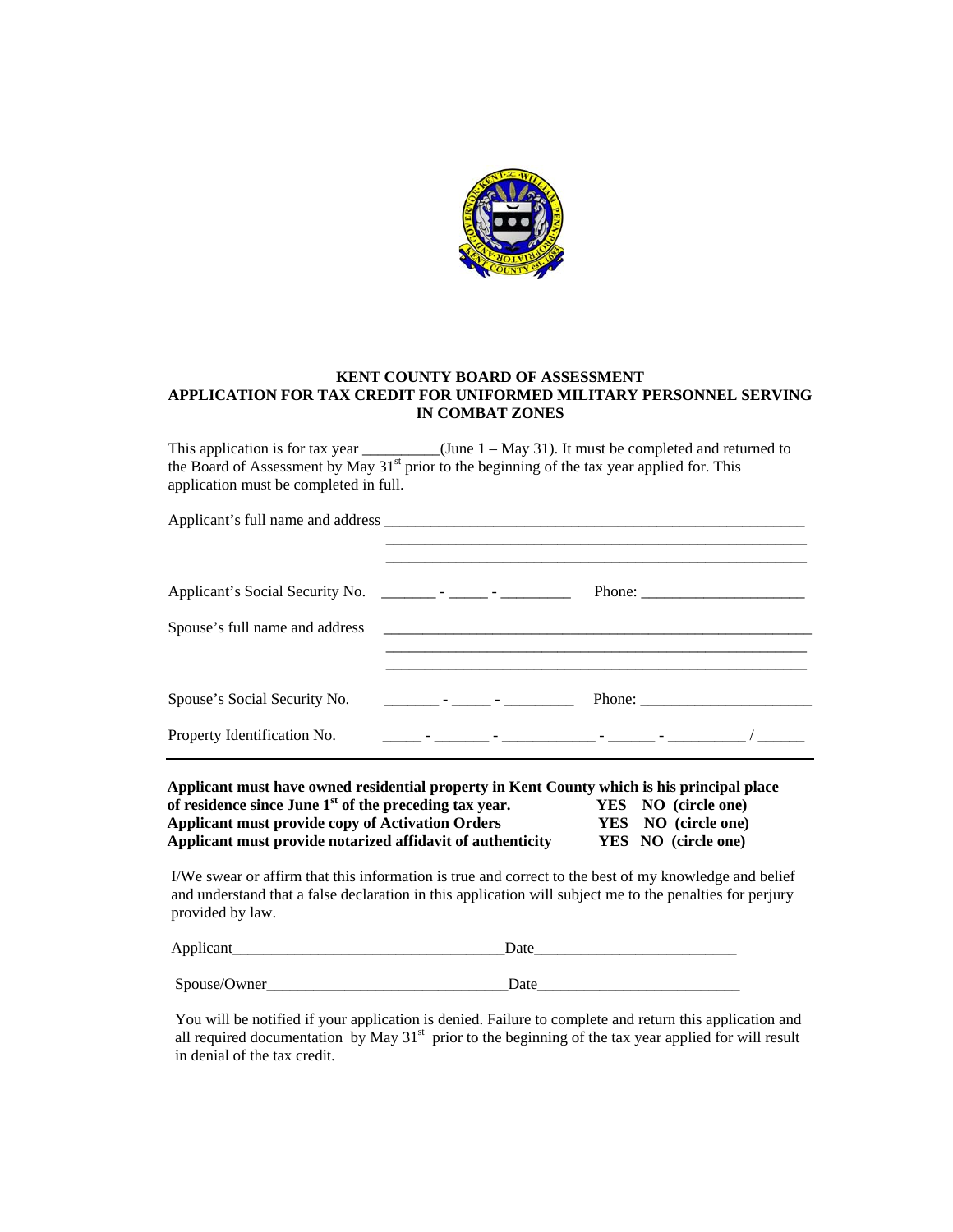**KENT COUNTY BOARD OF ASSESSMENT**
**APPLICATION FOR TAX CREDIT FOR UNIFORMED MILITARY PERSONNEL SERVING IN COMBAT ZONES**

This application is for tax year __________(June 1 – May 31). It must be completed and returned to the Board of Assessment by May 31st prior to the beginning of the tax year applied for. This application must be completed in full.

Applicant's full name and address ________________________________________________________
________________________________________________________
________________________________________________________

Applicant's Social Security No. _______ - _____ - _________ Phone: _____________________

Spouse's full name and address ________________________________________________________
________________________________________________________
________________________________________________________

Spouse's Social Security No. _______ - _____ - _________ Phone: _____________________

Property Identification No. _____ - _______ - ___________ - ______ - _________ / ______

---

**Applicant must have owned residential property in Kent County which is his principal place of residence since June 1st of the preceding tax year.** **YES NO (circle one)**
**Applicant must provide copy of Activation Orders** **YES NO (circle one)**
**Applicant must provide notarized affidavit of authenticity** **YES NO (circle one)**

I/We swear or affirm that this information is true and correct to the best of my knowledge and belief and understand that a false declaration in this application will subject me to the penalties for perjury provided by law.

Applicant__________________________________Date_________________________

Spouse/Owner______________________________Date_________________________

You will be notified if your application is denied. Failure to complete and return this application and all required documentation by May 31st prior to the beginning of the tax year applied for will result in denial of the tax credit.